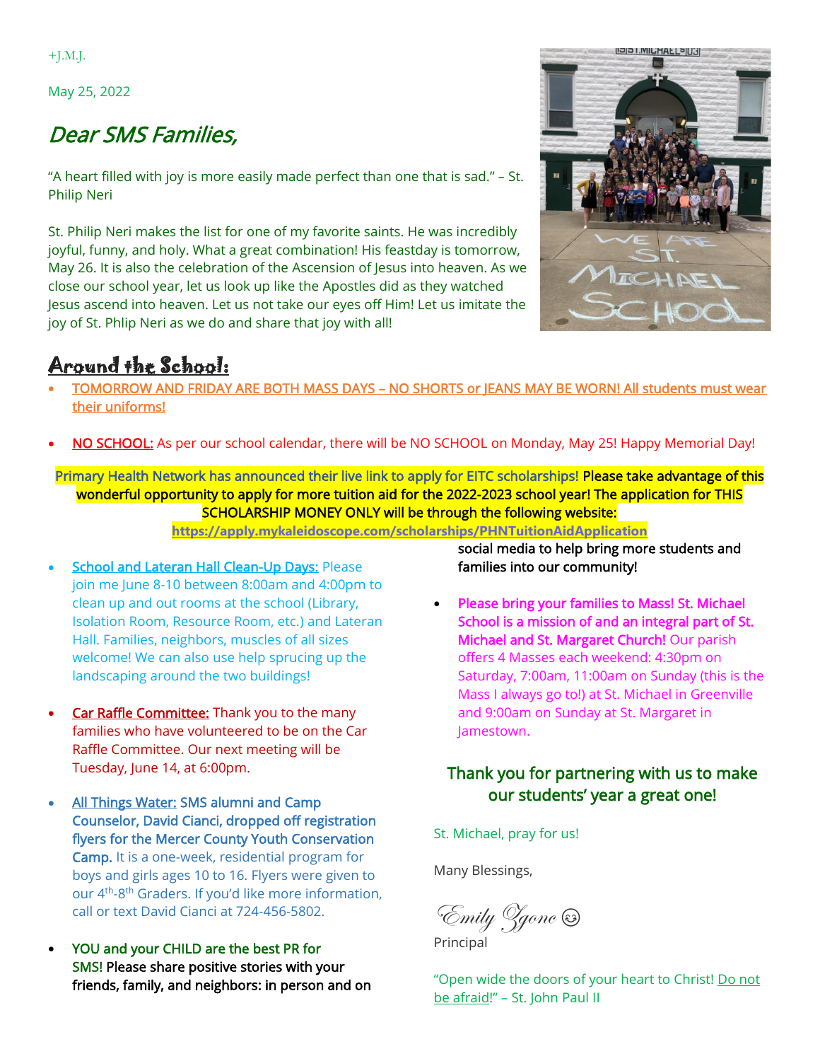+J.M.J.

May 25, 2022

# *Dear SMS Families,*

"A heart filled with joy is more easily made perfect than one that is sad." – St. Philip Neri

St. Philip Neri makes the list for one of my favorite saints. He was incredibly joyful, funny, and holy. What a great combination! His feastday is tomorrow, May 26. It is also the celebration of the Ascension of Jesus into heaven. As we close our school year, let us look up like the Apostles did as they watched Jesus ascend into heaven. Let us not take our eyes off Him! Let us imitate the joy of St. Phlip Neri as we do and share that joy with all!

## Around the School:

- TOMORROW AND FRIDAY ARE BOTH MASS DAYS – NO SHORTS or JEANS MAY BE WORN! All students must wear their uniforms!

- NO SCHOOL: As per our school calendar, there will be NO SCHOOL on Monday, May 25! Happy Memorial Day!

Primary Health Network has announced their live link to apply for EITC scholarships! **Please take advantage of this wonderful opportunity to apply for more tuition aid for the 2022-2023 school year! The application for THIS SCHOLARSHIP MONEY ONLY will be through the following website:**
**https://apply.mykaleidoscope.com/scholarships/PHNTuitionAidApplication**

- School and Lateran Hall Clean-Up Days: Please join me June 8-10 between 8:00am and 4:00pm to clean up and out rooms at the school (Library, Isolation Room, Resource Room, etc.) and Lateran Hall. Families, neighbors, muscles of all sizes welcome! We can also use help sprucing up the landscaping around the two buildings!

- Car Raffle Committee: Thank you to the many families who have volunteered to be on the Car Raffle Committee. Our next meeting will be Tuesday, June 14, at 6:00pm.

- All Things Water: **SMS alumni and Camp Counselor, David Cianci, dropped off registration flyers for the Mercer County Youth Conservation Camp.** It is a one-week, residential program for boys and girls ages 10 to 16. Flyers were given to our 4th-8th Graders. If you'd like more information, call or text David Cianci at 724-456-5802.

- **YOU and your CHILD are the best PR for SMS! Please share positive stories with your friends, family, and neighbors: in person and on social media to help bring more students and families into our community!**

- **Please bring your families to Mass! St. Michael School is a mission of and an integral part of St. Michael and St. Margaret Church!** Our parish offers 4 Masses each weekend: 4:30pm on Saturday, 7:00am, 11:00am on Sunday (this is the Mass I always go to!) at St. Michael in Greenville and 9:00am on Sunday at St. Margaret in Jamestown.

**Thank you for partnering with us to make our students' year a great one!**

St. Michael, pray for us!

Many Blessings,

*Emily Zgonc* 😊
Principal

"Open wide the doors of your heart to Christ! Do not be afraid!" – St. John Paul II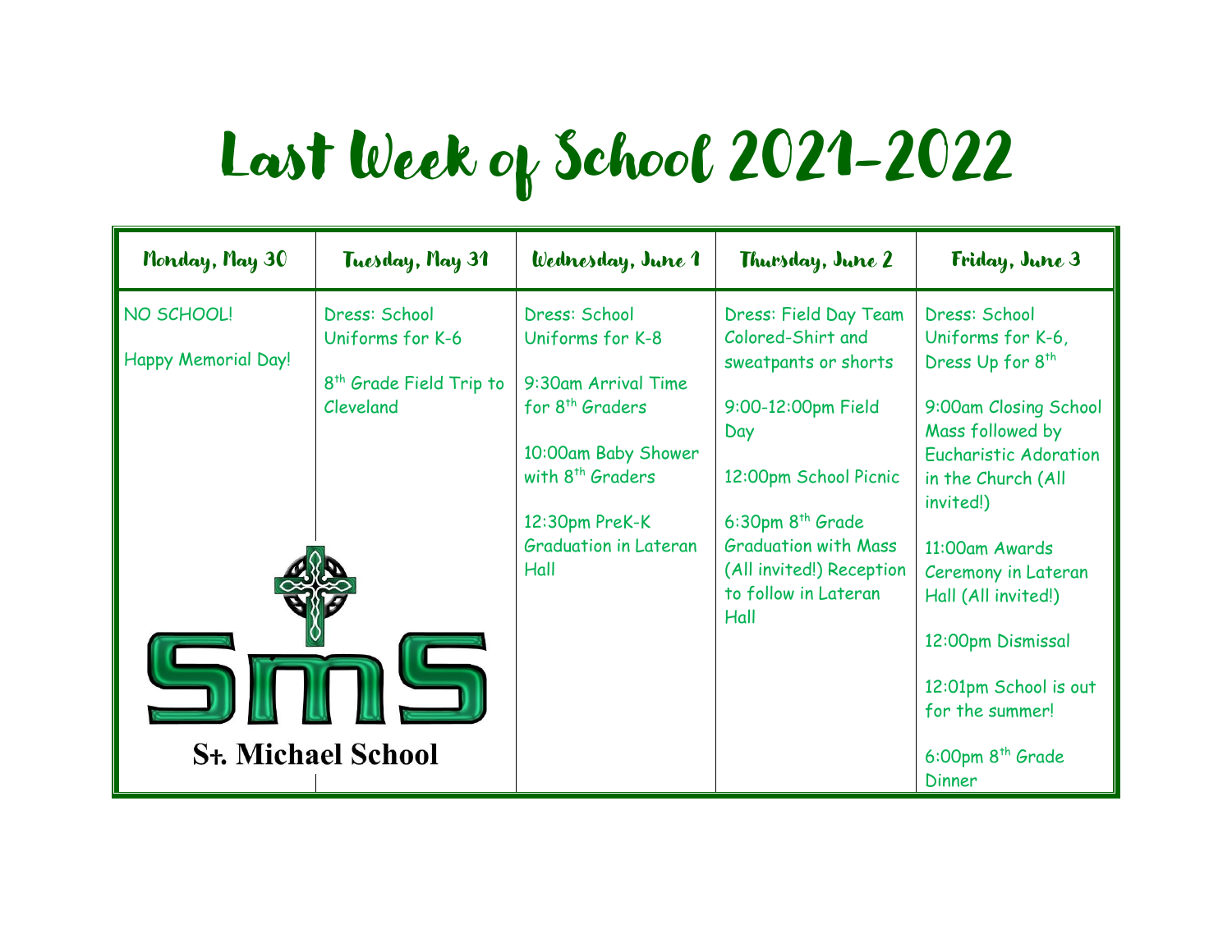# Last Week of School 2021-2022

| Monday, May 30 | Tuesday, May 31 | Wednesday, June 1 | Thursday, June 2 | Friday, June 3 |
|---|---|---|---|---|
| NO SCHOOL!<br><br>Happy Memorial Day! | Dress: School Uniforms for K-6<br><br>8th Grade Field Trip to Cleveland | Dress: School Uniforms for K-8<br><br>9:30am Arrival Time for 8th Graders<br><br>10:00am Baby Shower with 8th Graders<br><br>12:30pm PreK-K Graduation in Lateran Hall | Dress: Field Day Team Colored-Shirt and sweatpants or shorts<br><br>9:00-12:00pm Field Day<br><br>12:00pm School Picnic<br><br>6:30pm 8th Grade Graduation with Mass (All invited!) Reception to follow in Lateran Hall | Dress: School Uniforms for K-6, Dress Up for 8th<br><br>9:00am Closing School Mass followed by Eucharistic Adoration in the Church (All invited!)<br><br>11:00am Awards Ceremony in Lateran Hall (All invited!)<br><br>12:00pm Dismissal<br><br>12:01pm School is out for the summer!<br><br>6:00pm 8th Grade Dinner |

SMS

St. Michael School